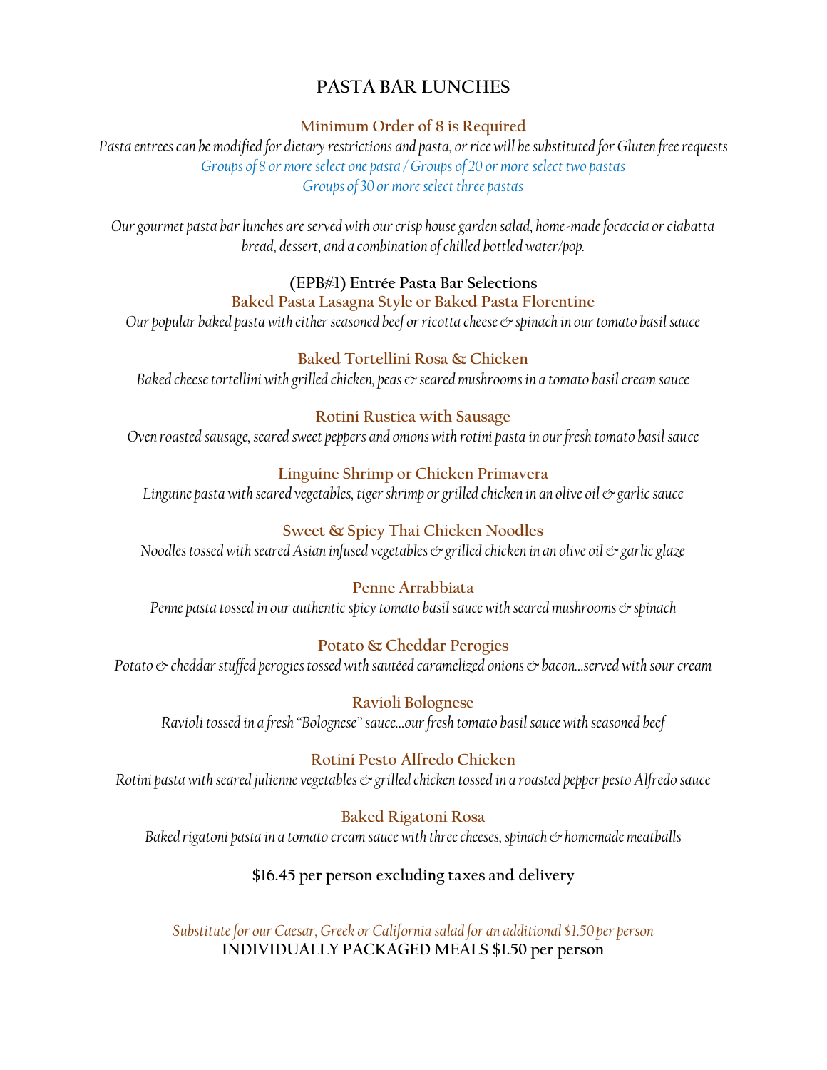# PASTA BAR LUNCHES

**Minimum Order of 8 is Required**

*Pasta entrees can be modified for dietary restrictions and pasta, or rice will be substituted for Gluten free requests*

*Groups of 8 or more select one pasta / Groups of 20 or more select two pastas*

*Groups of 30 or more select three pastas*

*Our gourmet pasta bar lunches are served with our crisp house garden salad, home-made focaccia or ciabatta bread, dessert, and a combination of chilled bottled water/pop.*

## (EPB#1) Entrée Pasta Bar Selections

**Baked Pasta Lasagna Style or Baked Pasta Florentine**

*Our popular baked pasta with either seasoned beef or ricotta cheese & spinach in our tomato basil sauce*

**Baked Tortellini Rosa & Chicken**

*Baked cheese tortellini with grilled chicken, peas & seared mushrooms in a tomato basil cream sauce*

**Rotini Rustica with Sausage**

*Oven roasted sausage, seared sweet peppers and onions with rotini pasta in our fresh tomato basil sauce*

**Linguine Shrimp or Chicken Primavera**

*Linguine pasta with seared vegetables, tiger shrimp or grilled chicken in an olive oil & garlic sauce*

**Sweet & Spicy Thai Chicken Noodles**

*Noodles tossed with seared Asian infused vegetables & grilled chicken in an olive oil & garlic glaze*

**Penne Arrabbiata**

*Penne pasta tossed in our authentic spicy tomato basil sauce with seared mushrooms & spinach*

**Potato & Cheddar Perogies**

*Potato & cheddar stuffed perogies tossed with sautéed caramelized onions & bacon…served with sour cream*

**Ravioli Bolognese**

*Ravioli tossed in a fresh "Bolognese" sauce…our fresh tomato basil sauce with seasoned beef*

**Rotini Pesto Alfredo Chicken**

*Rotini pasta with seared julienne vegetables & grilled chicken tossed in a roasted pepper pesto Alfredo sauce*

**Baked Rigatoni Rosa**

*Baked rigatoni pasta in a tomato cream sauce with three cheeses, spinach & homemade meatballs*

**$16.45 per person excluding taxes and delivery**

*Substitute for our Caesar, Greek or California salad for an additional $1.50 per person*

**INDIVIDUALLY PACKAGED MEALS $1.50 per person**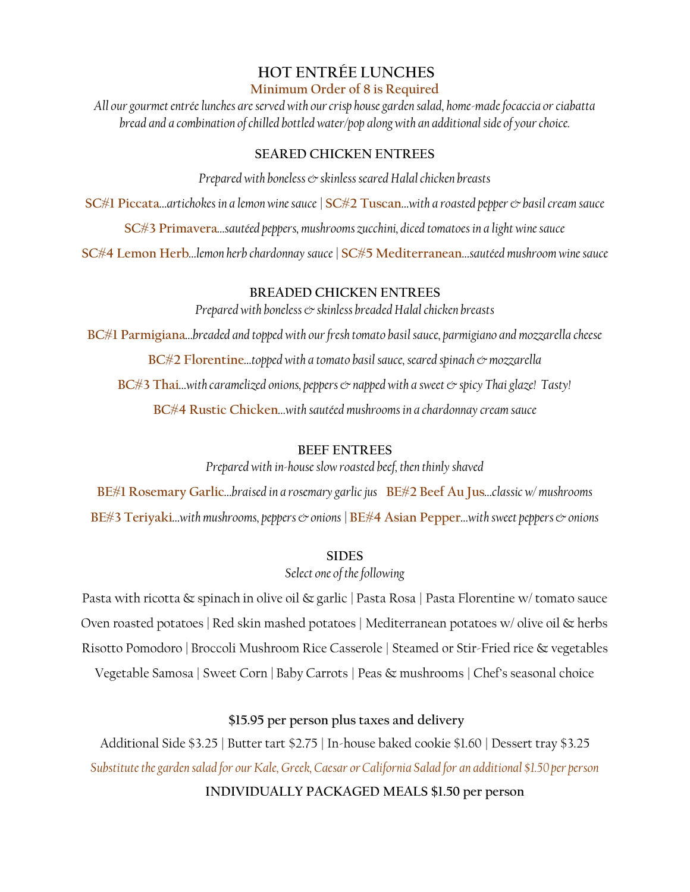# HOT ENTRÉE LUNCHES

**Minimum Order of 8 is Required**

*All our gourmet entrée lunches are served with our crisp house garden salad, home-made focaccia or ciabatta bread and a combination of chilled bottled water/pop along with an additional side of your choice.*

## SEARED CHICKEN ENTREES

*Prepared with boneless & skinless seared Halal chicken breasts*

**SC#1 Piccata**...*artichokes in a lemon wine sauce* | **SC#2 Tuscan**...*with a roasted pepper & basil cream sauce*

**SC#3 Primavera**...*sautéed peppers, mushrooms zucchini, diced tomatoes in a light wine sauce*

**SC#4 Lemon Herb**...*lemon herb chardonnay sauce* | **SC#5 Mediterranean**...*sautéed mushroom wine sauce*

## BREADED CHICKEN ENTREES

*Prepared with boneless & skinless breaded Halal chicken breasts*

**BC#1 Parmigiana**...*breaded and topped with our fresh tomato basil sauce, parmigiano and mozzarella cheese*

**BC#2 Florentine**...*topped with a tomato basil sauce, seared spinach & mozzarella*

**BC#3 Thai**...*with caramelized onions, peppers & napped with a sweet & spicy Thai glaze! Tasty!*

**BC#4 Rustic Chicken**...*with sautéed mushrooms in a chardonnay cream sauce*

## BEEF ENTREES

*Prepared with in-house slow roasted beef, then thinly shaved*

**BE#1 Rosemary Garlic**...*braised in a rosemary garlic jus* **BE#2 Beef Au Jus**...*classic w/ mushrooms*

**BE#3 Teriyaki**...*with mushrooms, peppers & onions* | **BE#4 Asian Pepper**...*with sweet peppers & onions*

## SIDES

*Select one of the following*

Pasta with ricotta & spinach in olive oil & garlic | Pasta Rosa | Pasta Florentine w/ tomato sauce

Oven roasted potatoes | Red skin mashed potatoes | Mediterranean potatoes w/ olive oil & herbs

Risotto Pomodoro | Broccoli Mushroom Rice Casserole | Steamed or Stir-Fried rice & vegetables

Vegetable Samosa | Sweet Corn | Baby Carrots | Peas & mushrooms | Chef's seasonal choice

**$15.95 per person plus taxes and delivery**

Additional Side $3.25 | Butter tart $2.75 | In-house baked cookie $1.60 | Dessert tray $3.25

*Substitute the garden salad for our Kale, Greek, Caesar or California Salad for an additional $1.50 per person*

**INDIVIDUALLY PACKAGED MEALS $1.50 per person**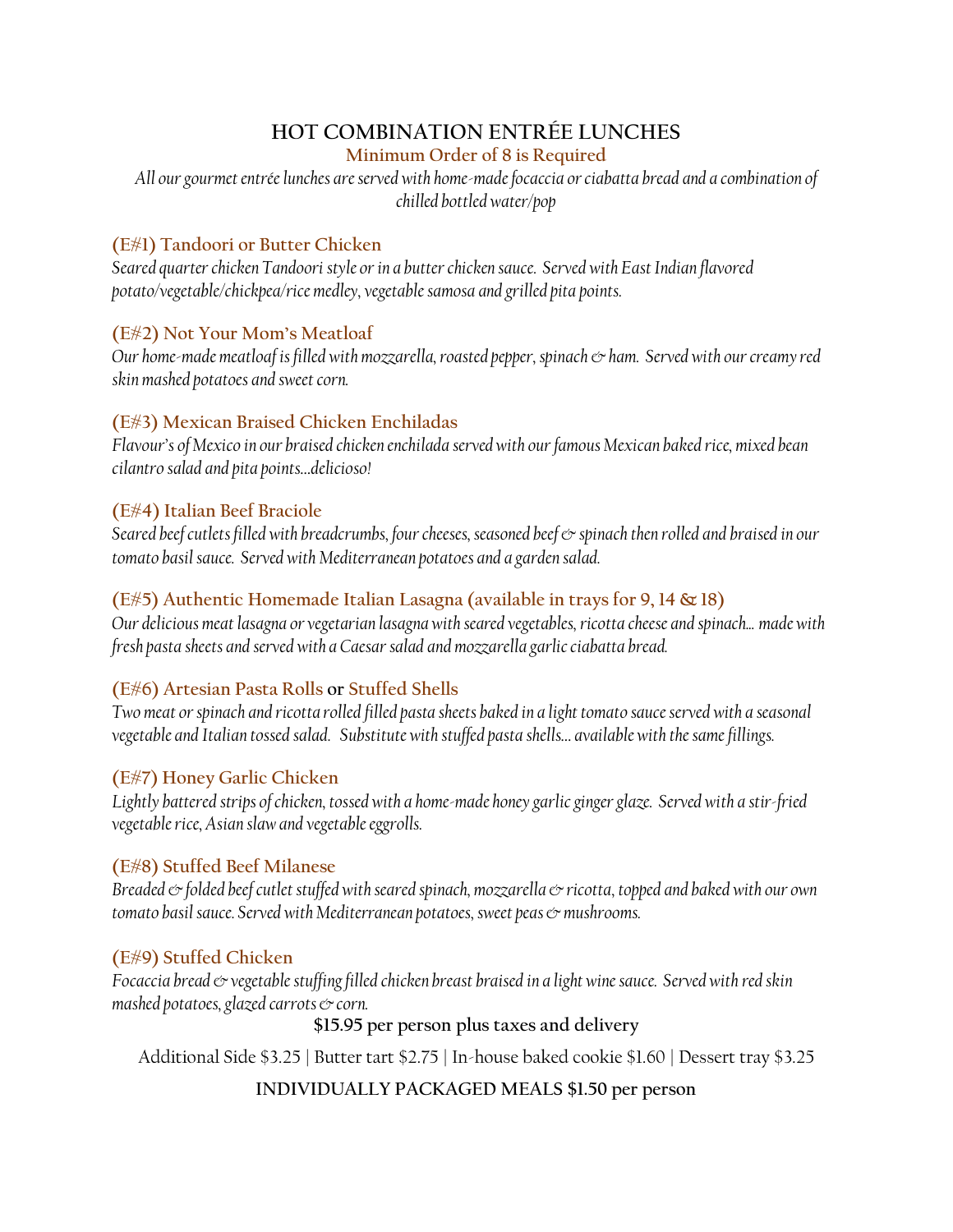# HOT COMBINATION ENTRÉE LUNCHES

**Minimum Order of 8 is Required**

*All our gourmet entrée lunches are served with home-made focaccia or ciabatta bread and a combination of chilled bottled water/pop*

### (E#1) Tandoori or Butter Chicken

*Seared quarter chicken Tandoori style or in a butter chicken sauce. Served with East Indian flavored potato/vegetable/chickpea/rice medley, vegetable samosa and grilled pita points.*

### (E#2) Not Your Mom's Meatloaf

*Our home-made meatloaf is filled with mozzarella, roasted pepper, spinach & ham. Served with our creamy red skin mashed potatoes and sweet corn.*

### (E#3) Mexican Braised Chicken Enchiladas

*Flavour's of Mexico in our braised chicken enchilada served with our famous Mexican baked rice, mixed bean cilantro salad and pita points…delicioso!*

### (E#4) Italian Beef Braciole

*Seared beef cutlets filled with breadcrumbs, four cheeses, seasoned beef & spinach then rolled and braised in our tomato basil sauce. Served with Mediterranean potatoes and a garden salad.*

### (E#5) Authentic Homemade Italian Lasagna (available in trays for 9, 14 & 18)

*Our delicious meat lasagna or vegetarian lasagna with seared vegetables, ricotta cheese and spinach… made with fresh pasta sheets and served with a Caesar salad and mozzarella garlic ciabatta bread.*

### (E#6) Artesian Pasta Rolls or Stuffed Shells

*Two meat or spinach and ricotta rolled filled pasta sheets baked in a light tomato sauce served with a seasonal vegetable and Italian tossed salad. Substitute with stuffed pasta shells… available with the same fillings.*

### (E#7) Honey Garlic Chicken

*Lightly battered strips of chicken, tossed with a home-made honey garlic ginger glaze. Served with a stir-fried vegetable rice, Asian slaw and vegetable eggrolls.*

### (E#8) Stuffed Beef Milanese

*Breaded & folded beef cutlet stuffed with seared spinach, mozzarella & ricotta, topped and baked with our own tomato basil sauce. Served with Mediterranean potatoes, sweet peas & mushrooms.*

### (E#9) Stuffed Chicken

*Focaccia bread & vegetable stuffing filled chicken breast braised in a light wine sauce. Served with red skin mashed potatoes, glazed carrots & corn.*

**$15.95 per person plus taxes and delivery**

Additional Side $3.25 | Butter tart $2.75 | In-house baked cookie $1.60 | Dessert tray $3.25

**INDIVIDUALLY PACKAGED MEALS $1.50 per person**